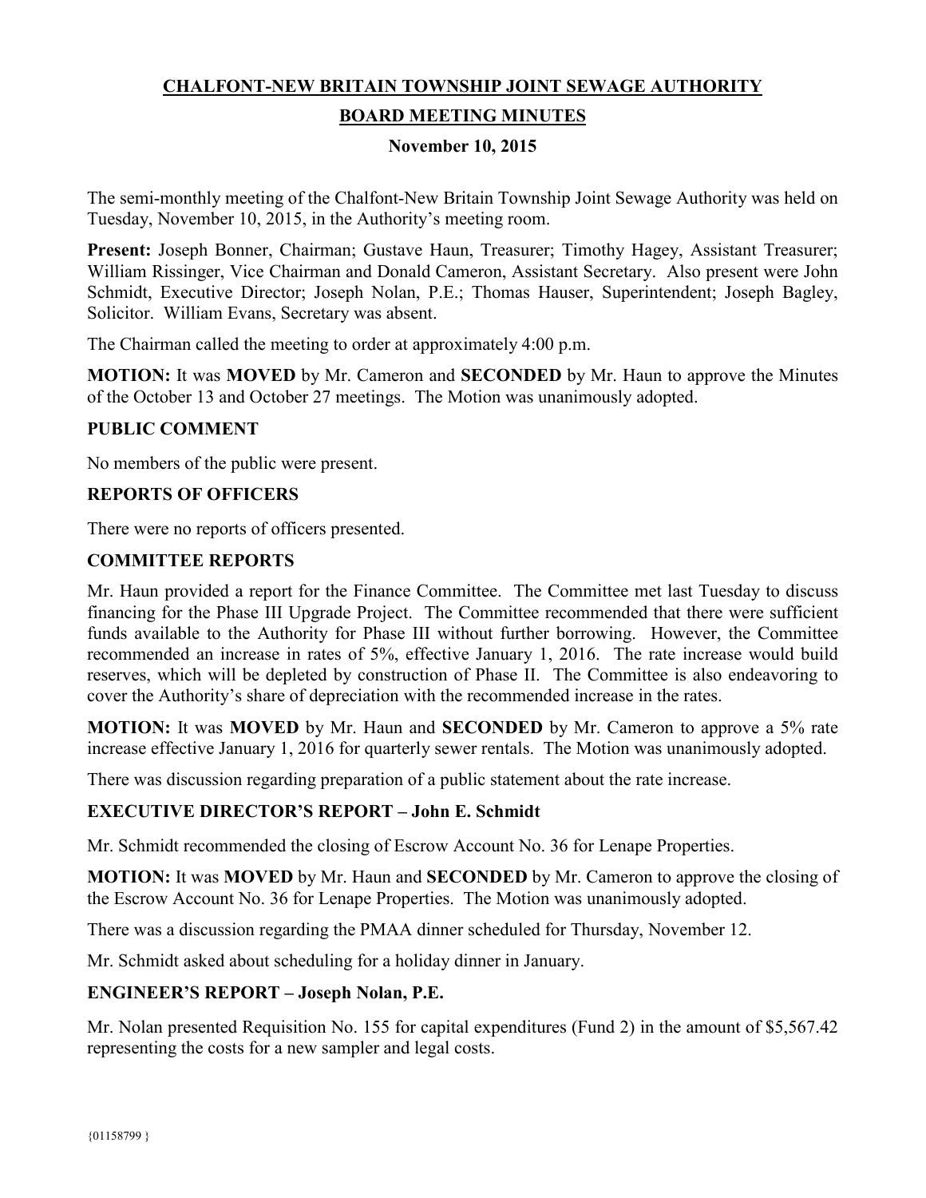# CHALFONT-NEW BRITAIN TOWNSHIP JOINT SEWAGE AUTHORITY

## BOARD MEETING MINUTES

### November 10, 2015

The semi-monthly meeting of the Chalfont-New Britain Township Joint Sewage Authority was held on Tuesday, November 10, 2015, in the Authority's meeting room.

**Present:** Joseph Bonner, Chairman; Gustave Haun, Treasurer; Timothy Hagey, Assistant Treasurer; William Rissinger, Vice Chairman and Donald Cameron, Assistant Secretary. Also present were John Schmidt, Executive Director; Joseph Nolan, P.E.; Thomas Hauser, Superintendent; Joseph Bagley, Solicitor. William Evans, Secretary was absent.

The Chairman called the meeting to order at approximately 4:00 p.m.

**MOTION:** It was **MOVED** by Mr. Cameron and **SECONDED** by Mr. Haun to approve the Minutes of the October 13 and October 27 meetings. The Motion was unanimously adopted.

**PUBLIC COMMENT**

No members of the public were present.

**REPORTS OF OFFICERS**

There were no reports of officers presented.

**COMMITTEE REPORTS**

Mr. Haun provided a report for the Finance Committee. The Committee met last Tuesday to discuss financing for the Phase III Upgrade Project. The Committee recommended that there were sufficient funds available to the Authority for Phase III without further borrowing. However, the Committee recommended an increase in rates of 5%, effective January 1, 2016. The rate increase would build reserves, which will be depleted by construction of Phase II. The Committee is also endeavoring to cover the Authority's share of depreciation with the recommended increase in the rates.

**MOTION:** It was **MOVED** by Mr. Haun and **SECONDED** by Mr. Cameron to approve a 5% rate increase effective January 1, 2016 for quarterly sewer rentals. The Motion was unanimously adopted.

There was discussion regarding preparation of a public statement about the rate increase.

**EXECUTIVE DIRECTOR'S REPORT – John E. Schmidt**

Mr. Schmidt recommended the closing of Escrow Account No. 36 for Lenape Properties.

**MOTION:** It was **MOVED** by Mr. Haun and **SECONDED** by Mr. Cameron to approve the closing of the Escrow Account No. 36 for Lenape Properties. The Motion was unanimously adopted.

There was a discussion regarding the PMAA dinner scheduled for Thursday, November 12.

Mr. Schmidt asked about scheduling for a holiday dinner in January.

**ENGINEER'S REPORT – Joseph Nolan, P.E.**

Mr. Nolan presented Requisition No. 155 for capital expenditures (Fund 2) in the amount of $5,567.42 representing the costs for a new sampler and legal costs.

{01158799 }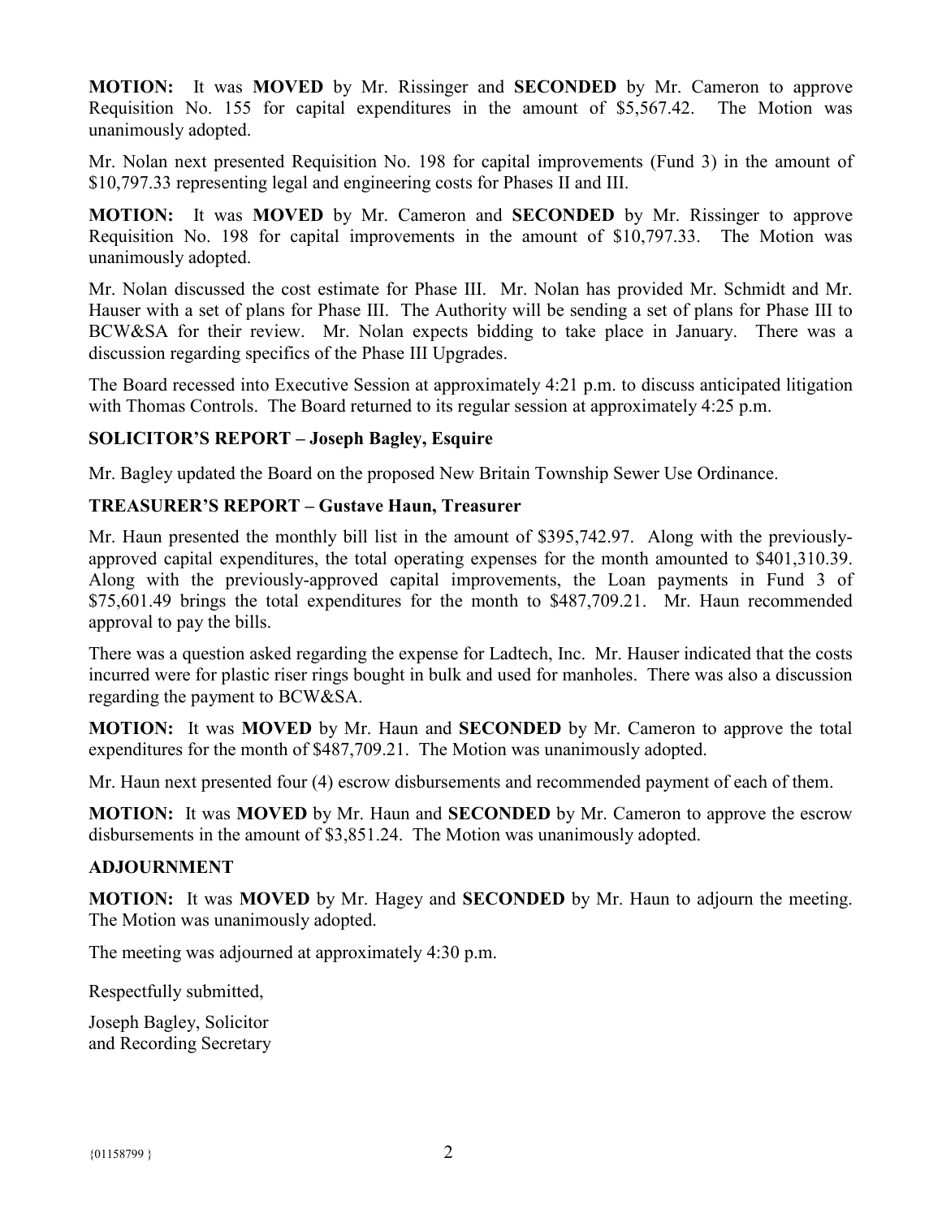**MOTION:** It was **MOVED** by Mr. Rissinger and **SECONDED** by Mr. Cameron to approve Requisition No. 155 for capital expenditures in the amount of $5,567.42. The Motion was unanimously adopted.

Mr. Nolan next presented Requisition No. 198 for capital improvements (Fund 3) in the amount of $10,797.33 representing legal and engineering costs for Phases II and III.

**MOTION:** It was **MOVED** by Mr. Cameron and **SECONDED** by Mr. Rissinger to approve Requisition No. 198 for capital improvements in the amount of $10,797.33. The Motion was unanimously adopted.

Mr. Nolan discussed the cost estimate for Phase III. Mr. Nolan has provided Mr. Schmidt and Mr. Hauser with a set of plans for Phase III. The Authority will be sending a set of plans for Phase III to BCW&SA for their review. Mr. Nolan expects bidding to take place in January. There was a discussion regarding specifics of the Phase III Upgrades.

The Board recessed into Executive Session at approximately 4:21 p.m. to discuss anticipated litigation with Thomas Controls. The Board returned to its regular session at approximately 4:25 p.m.

**SOLICITOR'S REPORT – Joseph Bagley, Esquire**

Mr. Bagley updated the Board on the proposed New Britain Township Sewer Use Ordinance.

**TREASURER'S REPORT – Gustave Haun, Treasurer**

Mr. Haun presented the monthly bill list in the amount of $395,742.97. Along with the previously-approved capital expenditures, the total operating expenses for the month amounted to $401,310.39. Along with the previously-approved capital improvements, the Loan payments in Fund 3 of $75,601.49 brings the total expenditures for the month to $487,709.21. Mr. Haun recommended approval to pay the bills.

There was a question asked regarding the expense for Ladtech, Inc. Mr. Hauser indicated that the costs incurred were for plastic riser rings bought in bulk and used for manholes. There was also a discussion regarding the payment to BCW&SA.

**MOTION:** It was **MOVED** by Mr. Haun and **SECONDED** by Mr. Cameron to approve the total expenditures for the month of $487,709.21. The Motion was unanimously adopted.

Mr. Haun next presented four (4) escrow disbursements and recommended payment of each of them.

**MOTION:** It was **MOVED** by Mr. Haun and **SECONDED** by Mr. Cameron to approve the escrow disbursements in the amount of $3,851.24. The Motion was unanimously adopted.

**ADJOURNMENT**

**MOTION:** It was **MOVED** by Mr. Hagey and **SECONDED** by Mr. Haun to adjourn the meeting. The Motion was unanimously adopted.

The meeting was adjourned at approximately 4:30 p.m.

Respectfully submitted,

Joseph Bagley, Solicitor
and Recording Secretary

{01158799 }